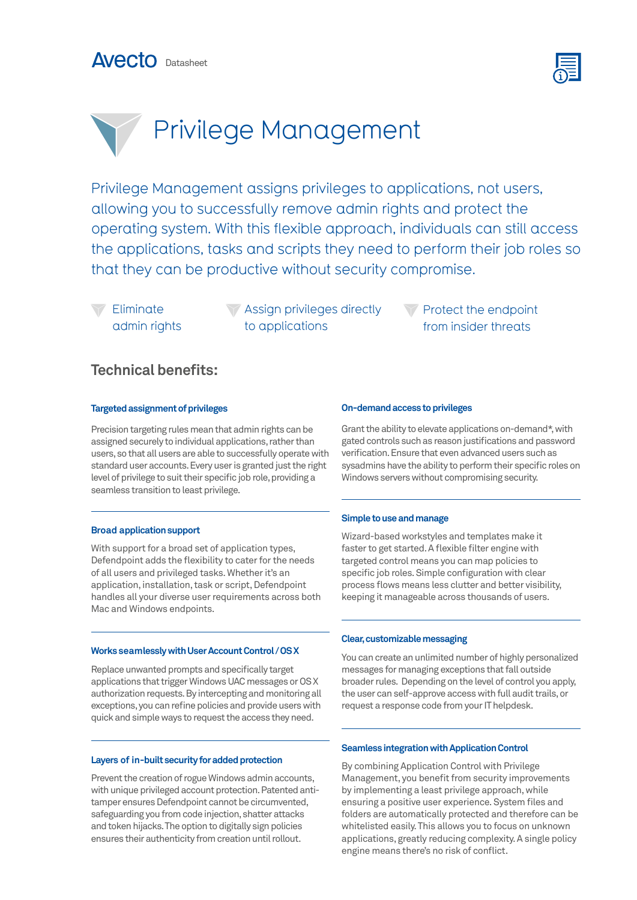Avecto Datasheet

# Privilege Management

Privilege Management assigns privileges to applications, not users, allowing you to successfully remove admin rights and protect the operating system. With this flexible approach, individuals can still access the applications, tasks and scripts they need to perform their job roles so that they can be productive without security compromise.

- Eliminate admin rights
- Assign privileges directly to applications
- Protect the endpoint from insider threats

## Technical benefits:

### Targeted assignment of privileges

Precision targeting rules mean that admin rights can be assigned securely to individual applications, rather than users, so that all users are able to successfully operate with standard user accounts. Every user is granted just the right level of privilege to suit their specific job role, providing a seamless transition to least privilege.

### Broad application support

With support for a broad set of application types, Defendpoint adds the flexibility to cater for the needs of all users and privileged tasks. Whether it's an application, installation, task or script, Defendpoint handles all your diverse user requirements across both Mac and Windows endpoints.

### Works seamlessly with User Account Control / OS X

Replace unwanted prompts and specifically target applications that trigger Windows UAC messages or OS X authorization requests. By intercepting and monitoring all exceptions, you can refine policies and provide users with quick and simple ways to request the access they need.

### Layers of in-built security for added protection

Prevent the creation of rogue Windows admin accounts, with unique privileged account protection. Patented anti-tamper ensures Defendpoint cannot be circumvented, safeguarding you from code injection, shatter attacks and token hijacks. The option to digitally sign policies ensures their authenticity from creation until rollout.

### On-demand access to privileges

Grant the ability to elevate applications on-demand*, with gated controls such as reason justifications and password verification. Ensure that even advanced users such as sysadmins have the ability to perform their specific roles on Windows servers without compromising security.

### Simple to use and manage

Wizard-based workstyles and templates make it faster to get started. A flexible filter engine with targeted control means you can map policies to specific job roles. Simple configuration with clear process flows means less clutter and better visibility, keeping it manageable across thousands of users.

### Clear, customizable messaging

You can create an unlimited number of highly personalized messages for managing exceptions that fall outside broader rules. Depending on the level of control you apply, the user can self-approve access with full audit trails, or request a response code from your IT helpdesk.

### Seamless integration with Application Control

By combining Application Control with Privilege Management, you benefit from security improvements by implementing a least privilege approach, while ensuring a positive user experience. System files and folders are automatically protected and therefore can be whitelisted easily. This allows you to focus on unknown applications, greatly reducing complexity. A single policy engine means there's no risk of conflict.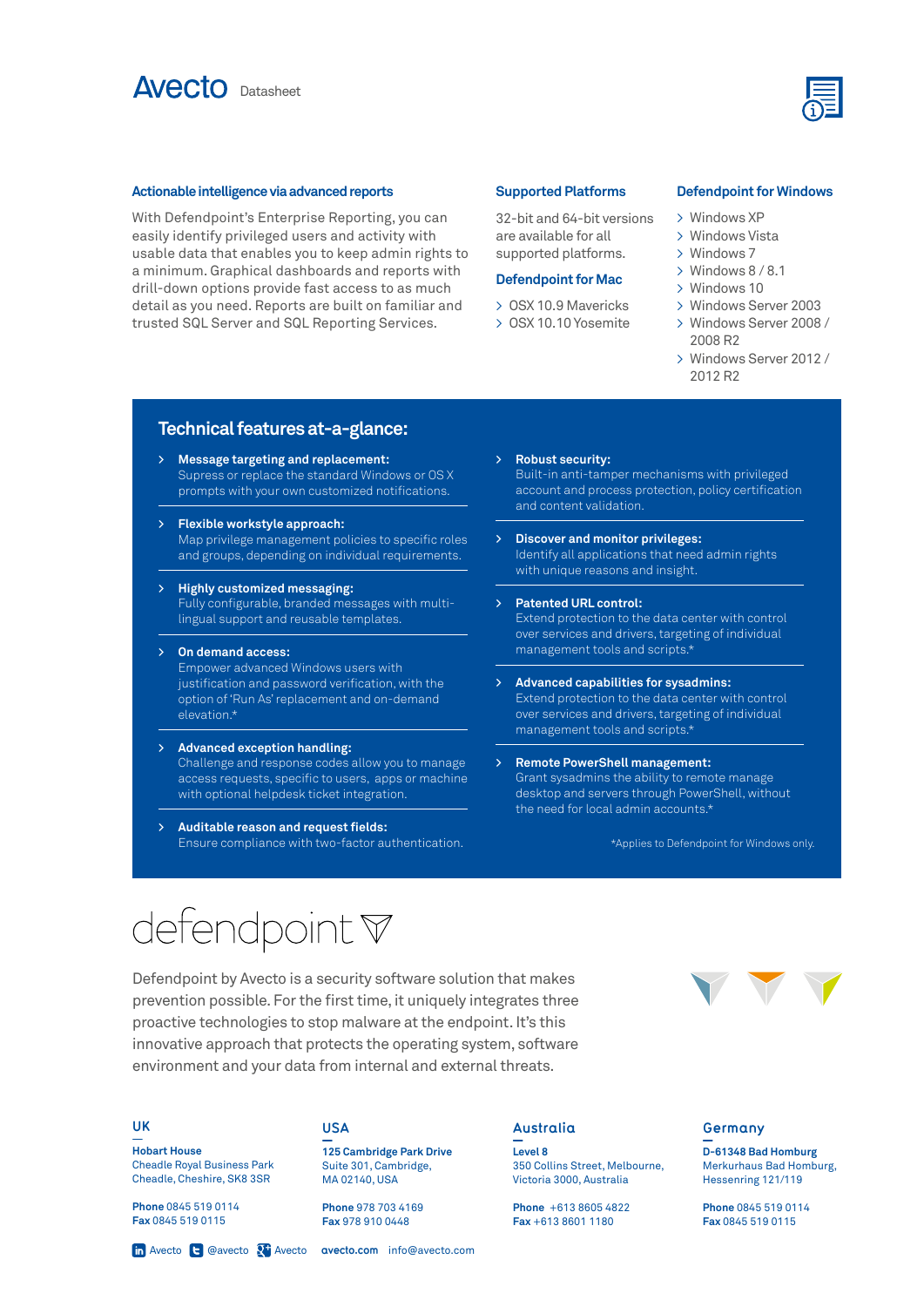Avecto Datasheet

### Actionable intelligence via advanced reports

With Defendpoint's Enterprise Reporting, you can easily identify privileged users and activity with usable data that enables you to keep admin rights to a minimum. Graphical dashboards and reports with drill-down options provide fast access to as much detail as you need. Reports are built on familiar and trusted SQL Server and SQL Reporting Services.

### Supported Platforms

32-bit and 64-bit versions are available for all supported platforms.

### Defendpoint for Mac

- OSX 10.9 Mavericks
- OSX 10.10 Yosemite

### Defendpoint for Windows

- Windows XP
- Windows Vista
- Windows 7
- Windows 8 / 8.1
- Windows 10
- Windows Server 2003
- Windows Server 2008 / 2008 R2
- Windows Server 2012 / 2012 R2

## Technical features at-a-glance:

- **Message targeting and replacement:** Supress or replace the standard Windows or OS X prompts with your own customized notifications.
- **Flexible workstyle approach:** Map privilege management policies to specific roles and groups, depending on individual requirements.
- **Highly customized messaging:** Fully configurable, branded messages with multi-lingual support and reusable templates.
- **On demand access:** Empower advanced Windows users with justification and password verification, with the option of 'Run As' replacement and on-demand elevation.*
- **Advanced exception handling:** Challenge and response codes allow you to manage access requests, specific to users, apps or machine with optional helpdesk ticket integration.
- **Auditable reason and request fields:** Ensure compliance with two-factor authentication.
- **Robust security:** Built-in anti-tamper mechanisms with privileged account and process protection, policy certification and content validation.
- **Discover and monitor privileges:** Identify all applications that need admin rights with unique reasons and insight.
- **Patented URL control:** Extend protection to the data center with control over services and drivers, targeting of individual management tools and scripts.*
- **Advanced capabilities for sysadmins:** Extend protection to the data center with control over services and drivers, targeting of individual management tools and scripts.*
- **Remote PowerShell management:** Grant sysadmins the ability to remote manage desktop and servers through PowerShell, without the need for local admin accounts.*

*Applies to Defendpoint for Windows only.

## defendpoint

Defendpoint by Avecto is a security software solution that makes prevention possible. For the first time, it uniquely integrates three proactive technologies to stop malware at the endpoint. It's this innovative approach that protects the operating system, software environment and your data from internal and external threats.

### UK

**Hobart House**
Cheadle Royal Business Park
Cheadle, Cheshire, SK8 3SR

**Phone** 0845 519 0114
**Fax** 0845 519 0115

### USA

**125 Cambridge Park Drive**
Suite 301, Cambridge,
MA 02140, USA

**Phone** 978 703 4169
**Fax** 978 910 0448

### Australia

**Level 8**
350 Collins Street, Melbourne,
Victoria 3000, Australia

**Phone** +613 8605 4822
**Fax** +613 8601 1180

### Germany

**D-61348 Bad Homburg**
Merkurhaus Bad Homburg,
Hessenring 121/119

**Phone** 0845 519 0114
**Fax** 0845 519 0115

Avecto @avecto Avecto **avecto.com** info@avecto.com